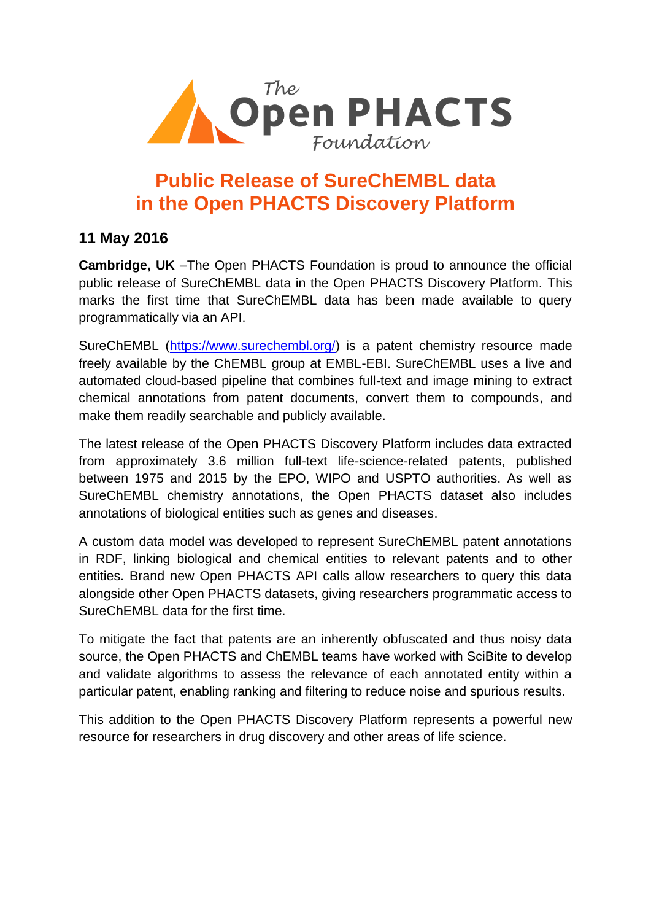The Open PHACTS Foundation

# Public Release of SureChEMBL data in the Open PHACTS Discovery Platform

## 11 May 2016

**Cambridge, UK** –The Open PHACTS Foundation is proud to announce the official public release of SureChEMBL data in the Open PHACTS Discovery Platform. This marks the first time that SureChEMBL data has been made available to query programmatically via an API.

SureChEMBL (https://www.surechembl.org/) is a patent chemistry resource made freely available by the ChEMBL group at EMBL-EBI. SureChEMBL uses a live and automated cloud-based pipeline that combines full-text and image mining to extract chemical annotations from patent documents, convert them to compounds, and make them readily searchable and publicly available.

The latest release of the Open PHACTS Discovery Platform includes data extracted from approximately 3.6 million full-text life-science-related patents, published between 1975 and 2015 by the EPO, WIPO and USPTO authorities. As well as SureChEMBL chemistry annotations, the Open PHACTS dataset also includes annotations of biological entities such as genes and diseases.

A custom data model was developed to represent SureChEMBL patent annotations in RDF, linking biological and chemical entities to relevant patents and to other entities. Brand new Open PHACTS API calls allow researchers to query this data alongside other Open PHACTS datasets, giving researchers programmatic access to SureChEMBL data for the first time.

To mitigate the fact that patents are an inherently obfuscated and thus noisy data source, the Open PHACTS and ChEMBL teams have worked with SciBite to develop and validate algorithms to assess the relevance of each annotated entity within a particular patent, enabling ranking and filtering to reduce noise and spurious results.

This addition to the Open PHACTS Discovery Platform represents a powerful new resource for researchers in drug discovery and other areas of life science.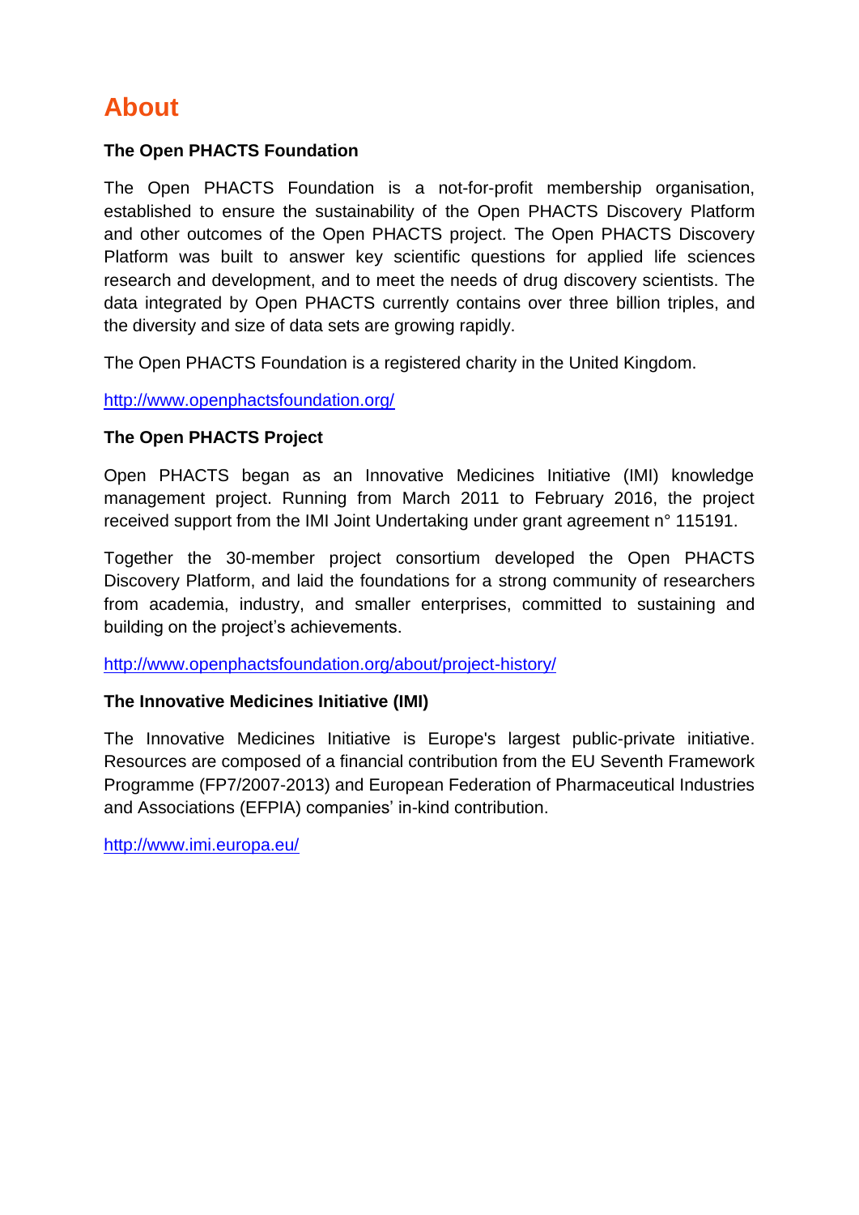# About

### The Open PHACTS Foundation

The Open PHACTS Foundation is a not-for-profit membership organisation, established to ensure the sustainability of the Open PHACTS Discovery Platform and other outcomes of the Open PHACTS project. The Open PHACTS Discovery Platform was built to answer key scientific questions for applied life sciences research and development, and to meet the needs of drug discovery scientists. The data integrated by Open PHACTS currently contains over three billion triples, and the diversity and size of data sets are growing rapidly.

The Open PHACTS Foundation is a registered charity in the United Kingdom.

http://www.openphactsfoundation.org/

### The Open PHACTS Project

Open PHACTS began as an Innovative Medicines Initiative (IMI) knowledge management project. Running from March 2011 to February 2016, the project received support from the IMI Joint Undertaking under grant agreement n° 115191.

Together the 30-member project consortium developed the Open PHACTS Discovery Platform, and laid the foundations for a strong community of researchers from academia, industry, and smaller enterprises, committed to sustaining and building on the project's achievements.

http://www.openphactsfoundation.org/about/project-history/

### The Innovative Medicines Initiative (IMI)

The Innovative Medicines Initiative is Europe's largest public-private initiative. Resources are composed of a financial contribution from the EU Seventh Framework Programme (FP7/2007-2013) and European Federation of Pharmaceutical Industries and Associations (EFPIA) companies' in-kind contribution.

http://www.imi.europa.eu/